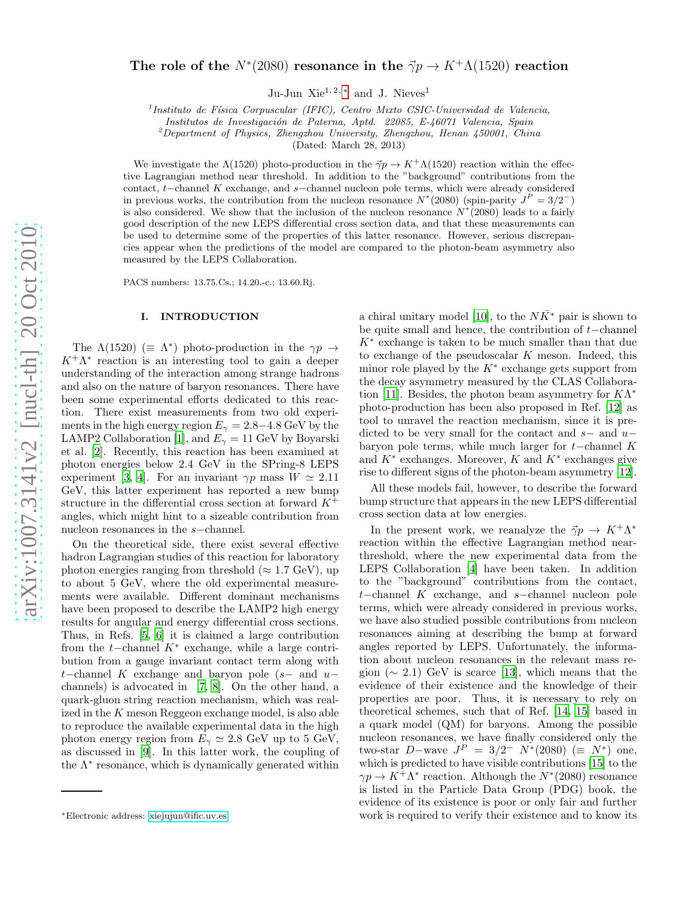# The role of the $N^*(2080)$ resonance in the $\vec{\gamma}p \to K^+\Lambda(1520)$ reaction

Ju-Jun Xie[1,2,*] and J. Nieves[1]

[1] *Instituto de Física Corpuscular (IFIC), Centro Mixto CSIC-Universidad de Valencia, Institutos de Investigación de Paterna, Aptd. 22085, E-46071 Valencia, Spain*
[2] *Department of Physics, Zhengzhou University, Zhengzhou, Henan 450001, China*

(Dated: March 28, 2013)

We investigate the $\Lambda(1520)$ photo-production in the $\vec{\gamma}p \to K^+\Lambda(1520)$ reaction within the effective Lagrangian method near threshold. In addition to the "background" contributions from the contact, $t-$channel $K$ exchange, and $s-$channel nucleon pole terms, which were already considered in previous works, the contribution from the nucleon resonance $N^*(2080)$ (spin-parity $J^P = 3/2^-$) is also considered. We show that the inclusion of the nucleon resonance $N^*(2080)$ leads to a fairly good description of the new LEPS differential cross section data, and that these measurements can be used to determine some of the properties of this latter resonance. However, serious discrepancies appear when the predictions of the model are compared to the photon-beam asymmetry also measured by the LEPS Collaboration.

PACS numbers: 13.75.Cs.; 14.20.-c.; 13.60.Rj.

## I. INTRODUCTION

The $\Lambda(1520)$ ($\equiv \Lambda^*$) photo-production in the $\gamma p \to K^+\Lambda^*$ reaction is an interesting tool to gain a deeper understanding of the interaction among strange hadrons and also on the nature of baryon resonances. There have been some experimental efforts dedicated to this reaction. There exist measurements from two old experiments in the high energy region $E_\gamma = 2.8-4.8$ GeV by the LAMP2 Collaboration [1], and $E_\gamma = 11$ GeV by Boyarski et al. [2]. Recently, this reaction has been examined at photon energies below 2.4 GeV in the SPring-8 LEPS experiment [3, 4]. For an invariant $\gamma p$ mass $W \simeq 2.11$ GeV, this latter experiment has reported a new bump structure in the differential cross section at forward $K^+$ angles, which might hint to a sizeable contribution from nucleon resonances in the $s-$channel.

On the theoretical side, there exist several effective hadron Lagrangian studies of this reaction for laboratory photon energies ranging from threshold ($\approx 1.7$ GeV), up to about 5 GeV, where the old experimental measurements were available. Different dominant mechanisms have been proposed to describe the LAMP2 high energy results for angular and energy differential cross sections. Thus, in Refs. [5, 6] it is claimed a large contribution from the $t-$channel $K^*$ exchange, while a large contribution from a gauge invariant contact term along with $t-$channel $K$ exchange and baryon pole ($s-$ and $u-$channels) is advocated in [7, 8]. On the other hand, a quark-gluon string reaction mechanism, which was realized in the $K$ meson Reggeon exchange model, is also able to reproduce the available experimental data in the high photon energy region from $E_\gamma \simeq 2.8$ GeV up to 5 GeV, as discussed in [9]. In this latter work, the coupling of the $\Lambda^*$ resonance, which is dynamically generated within a chiral unitary model [10], to the $N\bar{K}^*$ pair is shown to be quite small and hence, the contribution of $t-$channel $K^*$ exchange is taken to be much smaller than that due to exchange of the pseudoscalar $K$ meson. Indeed, this minor role played by the $K^*$ exchange gets support from the decay asymmetry measured by the CLAS Collaboration [11]. Besides, the photon beam asymmetry for $K\Lambda^*$ photo-production has been also proposed in Ref. [12] as tool to unravel the reaction mechanism, since it is predicted to be very small for the contact and $s-$ and $u-$baryon pole terms, while much larger for $t-$channel $K$ and $K^*$ exchanges. Moreover, $K$ and $K^*$ exchanges give rise to different signs of the photon-beam asymmetry [12].

All these models fail, however, to describe the forward bump structure that appears in the new LEPS differential cross section data at low energies.

In the present work, we reanalyze the $\vec{\gamma}p \to K^+\Lambda^*$ reaction within the effective Lagrangian method near-threshold, where the new experimental data from the LEPS Collaboration [4] have been taken. In addition to the "background" contributions from the contact, $t-$channel $K$ exchange, and $s-$channel nucleon pole terms, which were already considered in previous works, we have also studied possible contributions from nucleon resonances aiming at describing the bump at forward angles reported by LEPS. Unfortunately, the information about nucleon resonances in the relevant mass region ($\sim 2.1$) GeV is scarce [13], which means that the evidence of their existence and the knowledge of their properties are poor. Thus, it is necessary to rely on theoretical schemes, such that of Ref. [14, 15] based in a quark model (QM) for baryons. Among the possible nucleon resonances, we have finally considered only the two-star $D-$wave $J^P = 3/2^-$ $N^*(2080)$ ($\equiv N^*$) one, which is predicted to have visible contributions [15] to the $\gamma p \to K^+\Lambda^*$ reaction. Although the $N^*(2080)$ resonance is listed in the Particle Data Group (PDG) book, the evidence of its existence is poor or only fair and further work is required to verify their existence and to know its

*Electronic address: xiejujun@ific.uv.es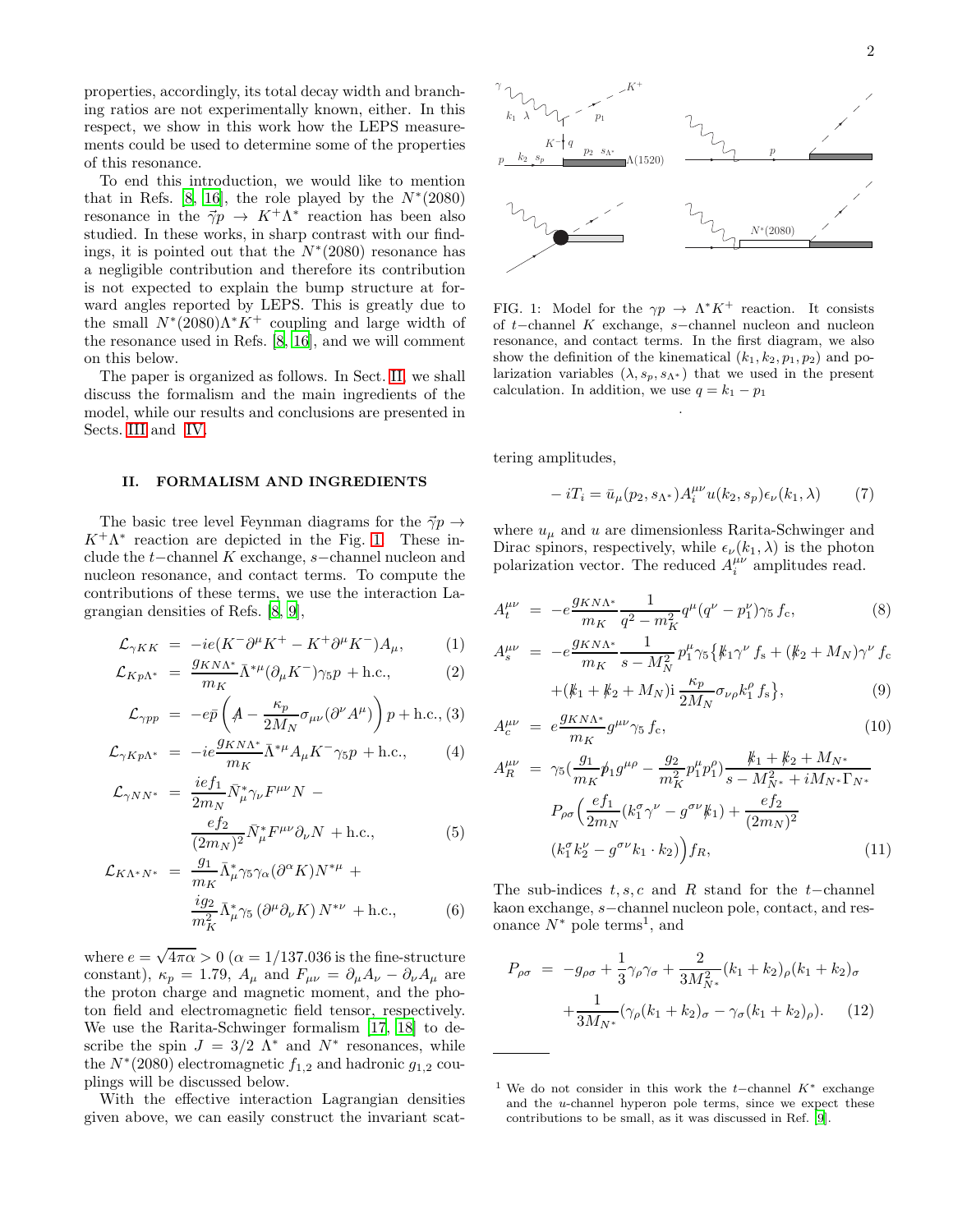properties, accordingly, its total decay width and branching ratios are not experimentally known, either. In this respect, we show in this work how the LEPS measurements could be used to determine some of the properties of this resonance.

To end this introduction, we would like to mention that in Refs. [8, 16], the role played by the $N^*(2080)$ resonance in the $\vec{\gamma}p \to K^+\Lambda^*$ reaction has been also studied. In these works, in sharp contrast with our findings, it is pointed out that the $N^*(2080)$ resonance has a negligible contribution and therefore its contribution is not expected to explain the bump structure at forward angles reported by LEPS. This is greatly due to the small $N^*(2080)\Lambda^* K^+$ coupling and large width of the resonance used in Refs. [8, 16], and we will comment on this below.

The paper is organized as follows. In Sect. II, we shall discuss the formalism and the main ingredients of the model, while our results and conclusions are presented in Sects. III and IV.

## II. FORMALISM AND INGREDIENTS

The basic tree level Feynman diagrams for the $\vec{\gamma}p \to K^+\Lambda^*$ reaction are depicted in the Fig. 1. These include the $t-$channel $K$ exchange, $s-$channel nucleon and nucleon resonance, and contact terms. To compute the contributions of these terms, we use the interaction Lagrangian densities of Refs. [8, 9],

$$\mathcal{L}_{\gamma KK} = -ie(K^-\partial^\mu K^+ - K^+\partial^\mu K^-)A_\mu, \quad (1)$$

$$\mathcal{L}_{Kp\Lambda^*} = \frac{g_{KN\Lambda^*}}{m_K}\bar{\Lambda}^{*\mu}(\partial_\mu K^-)\gamma_5 p + \text{h.c.}, \quad (2)$$

$$\mathcal{L}_{\gamma pp} = -e\bar{p}\left(\not{A} - \frac{\kappa_p}{2M_N}\sigma_{\mu\nu}(\partial^\nu A^\mu)\right)p + \text{h.c.}, \quad (3)$$

$$\mathcal{L}_{\gamma Kp\Lambda^*} = -ie\frac{g_{KN\Lambda^*}}{m_K}\bar{\Lambda}^{*\mu}A_\mu K^-\gamma_5 p + \text{h.c.}, \quad (4)$$

$$\mathcal{L}_{\gamma NN^*} = \frac{ief_1}{2m_N}\bar{N}^*_\mu\gamma_\nu F^{\mu\nu}N - \frac{ef_2}{(2m_N)^2}\bar{N}^*_\mu F^{\mu\nu}\partial_\nu N + \text{h.c.}, \quad (5)$$

$$\mathcal{L}_{K\Lambda^*N^*} = \frac{g_1}{m_K}\bar{\Lambda}^*_\mu\gamma_5\gamma_\alpha(\partial^\alpha K)N^{*\mu} + \frac{ig_2}{m_K^2}\bar{\Lambda}^*_\mu\gamma_5\left(\partial^\mu\partial_\nu K\right)N^{*\nu} + \text{h.c.}, \quad (6)$$

where $e = \sqrt{4\pi\alpha} > 0$ ($\alpha = 1/137.036$ is the fine-structure constant), $\kappa_p = 1.79$, $A_\mu$ and $F_{\mu\nu} = \partial_\mu A_\nu - \partial_\nu A_\mu$ are the proton charge and magnetic moment, and the photon field and electromagnetic field tensor, respectively. We use the Rarita-Schwinger formalism [17, 18] to describe the spin $J = 3/2$ $\Lambda^*$ and $N^*$ resonances, while the $N^*(2080)$ electromagnetic $f_{1,2}$ and hadronic $g_{1,2}$ couplings will be discussed below.

With the effective interaction Lagrangian densities given above, we can easily construct the invariant scattering amplitudes,

FIG. 1: Model for the $\gamma p \to \Lambda^* K^+$ reaction. It consists of $t-$channel $K$ exchange, $s-$channel nucleon and nucleon resonance, and contact terms. In the first diagram, we also show the definition of the kinematical $(k_1, k_2, p_1, p_2)$ and polarization variables $(\lambda, s_p, s_{\Lambda^*})$ that we used in the present calculation. In addition, we use $q = k_1 - p_1$

$$-iT_i = \bar{u}_\mu(p_2, s_{\Lambda^*})A_i^{\mu\nu}u(k_2, s_p)\epsilon_\nu(k_1, \lambda) \quad (7)$$

where $u_\mu$ and $u$ are dimensionless Rarita-Schwinger and Dirac spinors, respectively, while $\epsilon_\nu(k_1, \lambda)$ is the photon polarization vector. The reduced $A_i^{\mu\nu}$ amplitudes read.

$$A_t^{\mu\nu} = -e\frac{g_{KN\Lambda^*}}{m_K}\frac{1}{q^2 - m_K^2}q^\mu(q^\nu - p_1^\nu)\gamma_5 f_c, \quad (8)$$

$$A_s^{\mu\nu} = -e\frac{g_{KN\Lambda^*}}{m_K}\frac{1}{s - M_N^2}p_1^\mu\gamma_5\big\{\not{k}_1\gamma^\nu f_s + (\not{k}_2 + M_N)\gamma^\nu f_c + (\not{k}_1 + \not{k}_2 + M_N)\mathrm{i}\frac{\kappa_p}{2M_N}\sigma_{\nu\rho}k_1^\rho f_s\big\}, \quad (9)$$

$$A_c^{\mu\nu} = e\frac{g_{KN\Lambda^*}}{m_K}g^{\mu\nu}\gamma_5 f_c, \quad (10)$$

$$A_R^{\mu\nu} = \gamma_5\left(\frac{g_1}{m_K}\not{p}_1 g^{\mu\rho} - \frac{g_2}{m_K^2}p_1^\mu p_1^\rho\right)\frac{\not{k}_1 + \not{k}_2 + M_{N^*}}{s - M_{N^*}^2 + iM_{N^*}\Gamma_{N^*}} P_{\rho\sigma}\Big(\frac{ef_1}{2m_N}(k_1^\sigma\gamma^\nu - g^{\sigma\nu}\not{k}_1) + \frac{ef_2}{(2m_N)^2}(k_1^\sigma k_2^\nu - g^{\sigma\nu}k_1\cdot k_2)\Big)f_R, \quad (11)$$

The sub-indices $t, s, c$ and $R$ stand for the $t-$channel kaon exchange, $s-$channel nucleon pole, contact, and resonance $N^*$ pole terms[1], and

$$P_{\rho\sigma} = -g_{\rho\sigma} + \frac{1}{3}\gamma_\rho\gamma_\sigma + \frac{2}{3M_{N^*}^2}(k_1 + k_2)_\rho(k_1 + k_2)_\sigma + \frac{1}{3M_{N^*}}(\gamma_\rho(k_1 + k_2)_\sigma - \gamma_\sigma(k_1 + k_2)_\rho). \quad (12)$$

[1] We do not consider in this work the $t-$channel $K^*$ exchange and the $u$-channel hyperon pole terms, since we expect these contributions to be small, as it was discussed in Ref. [9].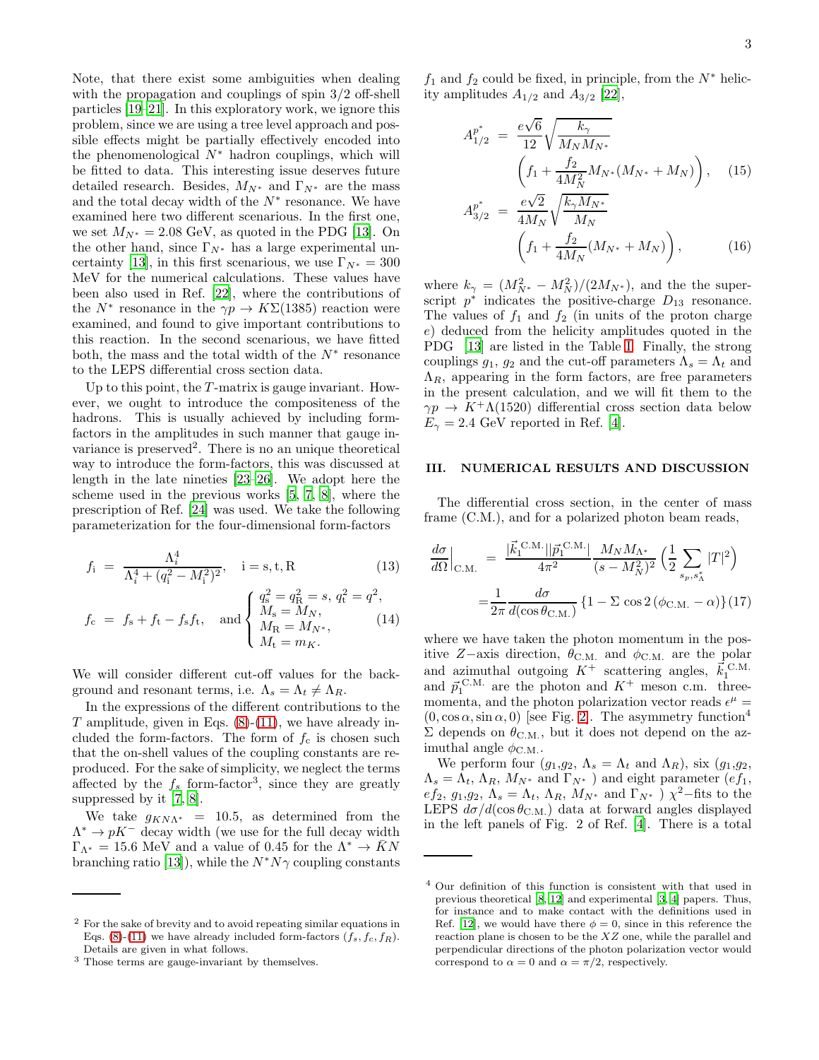Note, that there exist some ambiguities when dealing with the propagation and couplings of spin 3/2 off-shell particles [19–21]. In this exploratory work, we ignore this problem, since we are using a tree level approach and possible effects might be partially effectively encoded into the phenomenological $N^*$ hadron couplings, which will be fitted to data. This interesting issue deserves future detailed research. Besides, $M_{N^*}$ and $\Gamma_{N^*}$ are the mass and the total decay width of the $N^*$ resonance. We have examined here two different scenarious. In the first one, we set $M_{N^*} = 2.08$ GeV, as quoted in the PDG [13]. On the other hand, since $\Gamma_{N^*}$ has a large experimental uncertainty [13], in this first scenarious, we use $\Gamma_{N^*} = 300$ MeV for the numerical calculations. These values have been also used in Ref. [22], where the contributions of the $N^*$ resonance in the $\gamma p \to K\Sigma(1385)$ reaction were examined, and found to give important contributions to this reaction. In the second scenarious, we have fitted both, the mass and the total width of the $N^*$ resonance to the LEPS differential cross section data.

Up to this point, the $T$-matrix is gauge invariant. However, we ought to introduce the compositeness of the hadrons. This is usually achieved by including form-factors in the amplitudes in such manner that gauge invariance is preserved[2]. There is no an unique theoretical way to introduce the form-factors, this was discussed at length in the late nineties [23–26]. We adopt here the scheme used in the previous works [5, 7, 8], where the prescription of Ref. [24] was used. We take the following parameterization for the four-dimensional form-factors

$$f_{\rm i} = \frac{\Lambda_i^4}{\Lambda_i^4 + (q_{\rm i}^2 - M_{\rm i}^2)^2}, \quad {\rm i = s, t, R} \tag{13}$$

$$f_{\rm c} = f_{\rm s} + f_{\rm t} - f_{\rm s} f_{\rm t}, \quad \text{and} \begin{cases} q_{\rm s}^2 = q_{\rm R}^2 = s,\ q_{\rm t}^2 = q^2, \\ M_{\rm s} = M_N, \\ M_{\rm R} = M_{N^*}, \\ M_{\rm t} = m_K. \end{cases} \tag{14}$$

We will consider different cut-off values for the background and resonant terms, i.e. $\Lambda_s = \Lambda_t \neq \Lambda_R$.

In the expressions of the different contributions to the $T$ amplitude, given in Eqs. (8)-(11), we have already included the form-factors. The form of $f_{\rm c}$ is chosen such that the on-shell values of the coupling constants are reproduced. For the sake of simplicity, we neglect the terms affected by the $f_s$ form-factor[3], since they are greatly suppressed by it [7, 8].

We take $g_{KN\Lambda^*} = 10.5$, as determined from the $\Lambda^* \to pK^-$ decay width (we use for the full decay width $\Gamma_{\Lambda^*} = 15.6$ MeV and a value of 0.45 for the $\Lambda^* \to \bar{K}N$ branching ratio [13]), while the $N^*N\gamma$ coupling constants $f_1$ and $f_2$ could be fixed, in principle, from the $N^*$ helicity amplitudes $A_{1/2}$ and $A_{3/2}$ [22],

$$A_{1/2}^{p^*} = \frac{e\sqrt{6}}{12}\sqrt{\frac{k_\gamma}{M_N M_{N^*}}} \left( f_1 + \frac{f_2}{4M_N^2} M_{N^*}(M_{N^*} + M_N) \right), \tag{15}$$

$$A_{3/2}^{p^*} = \frac{e\sqrt{2}}{4M_N}\sqrt{\frac{k_\gamma M_{N^*}}{M_N}} \left( f_1 + \frac{f_2}{4M_N}(M_{N^*} + M_N) \right), \tag{16}$$

where $k_\gamma = (M_{N^*}^2 - M_N^2)/(2M_{N^*})$, and the the superscript $p^*$ indicates the positive-charge $D_{13}$ resonance. The values of $f_1$ and $f_2$ (in units of the proton charge $e$) deduced from the helicity amplitudes quoted in the PDG [13] are listed in the Table I. Finally, the strong couplings $g_1$, $g_2$ and the cut-off parameters $\Lambda_s = \Lambda_t$ and $\Lambda_R$, appearing in the form factors, are free parameters in the present calculation, and we will fit them to the $\gamma p \to K^+\Lambda(1520)$ differential cross section data below $E_\gamma = 2.4$ GeV reported in Ref. [4].

## III. NUMERICAL RESULTS AND DISCUSSION

The differential cross section, in the center of mass frame (C.M.), and for a polarized photon beam reads,

$$\left.\frac{d\sigma}{d\Omega}\right|_{\rm C.M.} = \frac{|\vec{k}_1^{\rm \,C.M.}||\vec{p}_1^{\rm \,C.M.}|}{4\pi^2} \frac{M_N M_{\Lambda^*}}{(s - M_N^2)^2} \left( \frac{1}{2} \sum_{s_p, s_\Lambda^*} |T|^2 \right)$$
$$= \frac{1}{2\pi} \frac{d\sigma}{d(\cos\theta_{\rm C.M.})} \left\{ 1 - \Sigma \cos 2(\phi_{\rm C.M.} - \alpha) \right\} \tag{17}$$

where we have taken the photon momentum in the positive $Z-$axis direction, $\theta_{\rm C.M.}$ and $\phi_{\rm C.M.}$ are the polar and azimuthal outgoing $K^+$ scattering angles, $\vec{k}_1^{\rm \,C.M.}$ and $\vec{p}_1^{\rm \,C.M.}$ are the photon and $K^+$ meson c.m. three-momenta, and the photon polarization vector reads $\epsilon^\mu = (0, \cos\alpha, \sin\alpha, 0)$ [see Fig. 2]. The asymmetry function[4] $\Sigma$ depends on $\theta_{\rm C.M.}$, but it does not depend on the azimuthal angle $\phi_{\rm C.M.}$.

We perform four ($g_1$,$g_2$, $\Lambda_s = \Lambda_t$ and $\Lambda_R$), six ($g_1$,$g_2$, $\Lambda_s = \Lambda_t$, $\Lambda_R$, $M_{N^*}$ and $\Gamma_{N^*}$ ) and eight parameter ($ef_1$, $ef_2$, $g_1$,$g_2$, $\Lambda_s = \Lambda_t$, $\Lambda_R$, $M_{N^*}$ and $\Gamma_{N^*}$ ) $\chi^2-$fits to the LEPS $d\sigma/d(\cos\theta_{\rm C.M.})$ data at forward angles displayed in the left panels of Fig. 2 of Ref. [4]. There is a total

---

[2] For the sake of brevity and to avoid repeating similar equations in Eqs. (8)-(11) we have already included form-factors ($f_s, f_c, f_R$). Details are given in what follows.

[3] Those terms are gauge-invariant by themselves.

[4] Our definition of this function is consistent with that used in previous theoretical [8, 12] and experimental [3, 4] papers. Thus, for instance and to make contact with the definitions used in Ref. [12], we would have there $\phi = 0$, since in this reference the reaction plane is chosen to be the $XZ$ one, while the parallel and perpendicular directions of the photon polarization vector would correspond to $\alpha = 0$ and $\alpha = \pi/2$, respectively.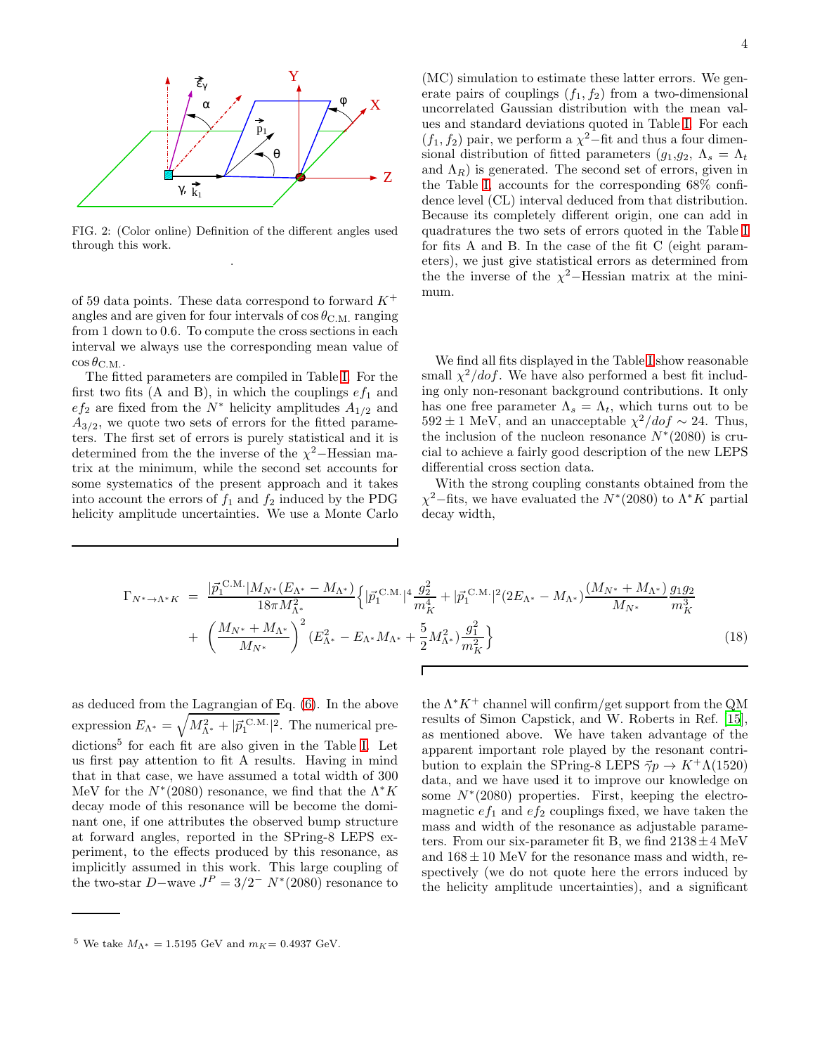FIG. 2: (Color online) Definition of the different angles used through this work.

of 59 data points. These data correspond to forward $K^+$ angles and are given for four intervals of $\cos\theta_{\rm C.M.}$ ranging from 1 down to 0.6. To compute the cross sections in each interval we always use the corresponding mean value of $\cos\theta_{\rm C.M.}$.

The fitted parameters are compiled in Table I. For the first two fits (A and B), in which the couplings $ef_1$ and $ef_2$ are fixed from the $N^*$ helicity amplitudes $A_{1/2}$ and $A_{3/2}$, we quote two sets of errors for the fitted parameters. The first set of errors is purely statistical and it is determined from the the inverse of the $\chi^2-$Hessian matrix at the minimum, while the second set accounts for some systematics of the present approach and it takes into account the errors of $f_1$ and $f_2$ induced by the PDG helicity amplitude uncertainties. We use a Monte Carlo (MC) simulation to estimate these latter errors. We generate pairs of couplings $(f_1, f_2)$ from a two-dimensional uncorrelated Gaussian distribution with the mean values and standard deviations quoted in Table I. For each $(f_1, f_2)$ pair, we perform a $\chi^2-$fit and thus a four dimensional distribution of fitted parameters ($g_1$,$g_2$, $\Lambda_s = \Lambda_t$ and $\Lambda_R$) is generated. The second set of errors, given in the Table I, accounts for the corresponding 68% confidence level (CL) interval deduced from that distribution. Because its completely different origin, one can add in quadratures the two sets of errors quoted in the Table I for fits A and B. In the case of the fit C (eight parameters), we just give statistical errors as determined from the the inverse of the $\chi^2-$Hessian matrix at the minimum.

We find all fits displayed in the Table I show reasonable small $\chi^2/dof$. We have also performed a best fit including only non-resonant background contributions. It only has one free parameter $\Lambda_s = \Lambda_t$, which turns out to be $592 \pm 1$ MeV, and an unacceptable $\chi^2/dof \sim 24$. Thus, the inclusion of the nucleon resonance $N^*(2080)$ is crucial to achieve a fairly good description of the new LEPS differential cross section data.

With the strong coupling constants obtained from the $\chi^2-$fits, we have evaluated the $N^*(2080)$ to $\Lambda^* K$ partial decay width,

$$
\begin{aligned}
\Gamma_{N^*\to\Lambda^* K} = \frac{|\vec{p}_1^{\,\rm C.M.}| M_{N^*}(E_{\Lambda^*} - M_{\Lambda^*})}{18\pi M_{\Lambda^*}^2} \Big\{ & |\vec{p}_1^{\,\rm C.M.}|^4 \frac{g_2^2}{m_K^4} + |\vec{p}_1^{\,\rm C.M.}|^2 (2E_{\Lambda^*} - M_{\Lambda^*}) \frac{(M_{N^*}+M_{\Lambda^*})}{M_{N^*}} \frac{g_1 g_2}{m_K^3} \\
& + \left(\frac{M_{N^*}+M_{\Lambda^*}}{M_{N^*}}\right)^2 (E_{\Lambda^*}^2 - E_{\Lambda^*} M_{\Lambda^*} + \frac{5}{2} M_{\Lambda^*}^2) \frac{g_1^2}{m_K^2} \Big\}
\end{aligned}
\qquad (18)
$$

as deduced from the Lagrangian of Eq. (6). In the above expression $E_{\Lambda^*} = \sqrt{M_{\Lambda^*}^2 + |\vec{p}_1^{\,\rm C.M.}|^2}$. The numerical predictions[5] for each fit are also given in the Table I. Let us first pay attention to fit A results. Having in mind that in that case, we have assumed a total width of 300 MeV for the $N^*(2080)$ resonance, we find that the $\Lambda^* K$ decay mode of this resonance will be become the dominant one, if one attributes the observed bump structure at forward angles, reported in the SPring-8 LEPS experiment, to the effects produced by this resonance, as implicitly assumed in this work. This large coupling of the two-star $D-$wave $J^P = 3/2^-$ $N^*(2080)$ resonance to the $\Lambda^* K^+$ channel will confirm/get support from the QM results of Simon Capstick, and W. Roberts in Ref. [15], as mentioned above. We have taken advantage of the apparent important role played by the resonant contribution to explain the SPring-8 LEPS $\vec{\gamma} p \to K^+\Lambda(1520)$ data, and we have used it to improve our knowledge on some $N^*(2080)$ properties. First, keeping the electromagnetic $ef_1$ and $ef_2$ couplings fixed, we have taken the mass and width of the resonance as adjustable parameters. From our six-parameter fit B, we find $2138 \pm 4$ MeV and $168 \pm 10$ MeV for the resonance mass and width, respectively (we do not quote here the errors induced by the helicity amplitude uncertainties), and a significant

[5] We take $M_{\Lambda^*} = 1.5195$ GeV and $m_K = 0.4937$ GeV.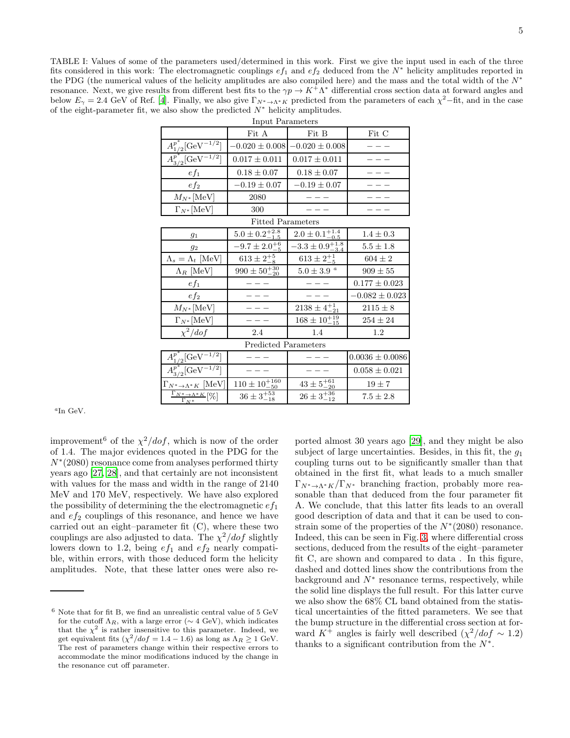TABLE I: Values of some of the parameters used/determined in this work. First we give the input used in each of the three fits considered in this work: The electromagnetic couplings $ef_1$ and $ef_2$ deduced from the $N^*$ helicity amplitudes reported in the PDG (the numerical values of the helicity amplitudes are also compiled here) and the mass and the total width of the $N^*$ resonance. Next, we give results from different best fits to the $\gamma p \to K^+\Lambda^*$ differential cross section data at forward angles and below $E_\gamma = 2.4$ GeV of Ref. [4]. Finally, we also give $\Gamma_{N^*\to\Lambda^* K}$ predicted from the parameters of each $\chi^2$−fit, and in the case of the eight-parameter fit, we also show the predicted $N^*$ helicity amplitudes.

| Input Parameters | | | |
|---|---|---|---|
| | Fit A | Fit B | Fit C |
| $A^{p^*}_{1/2}[\mathrm{GeV}^{-1/2}]$ | $-0.020 \pm 0.008$ | $-0.020 \pm 0.008$ | $---$ |
| $A^{p^*}_{3/2}[\mathrm{GeV}^{-1/2}]$ | $0.017 \pm 0.011$ | $0.017 \pm 0.011$ | $---$ |
| $ef_1$ | $0.18 \pm 0.07$ | $0.18 \pm 0.07$ | $---$ |
| $ef_2$ | $-0.19 \pm 0.07$ | $-0.19 \pm 0.07$ | $---$ |
| $M_{N^*}$[MeV] | 2080 | $---$ | $---$ |
| $\Gamma_{N^*}$[MeV] | 300 | $---$ | $---$ |
| **Fitted Parameters** | | | |
| $g_1$ | $5.0 \pm 0.2^{+2.8}_{-1.5}$ | $2.0 \pm 0.1^{+1.4}_{-0.5}$ | $1.4 \pm 0.3$ |
| $g_2$ | $-9.7 \pm 2.0^{+6}_{-5}$ | $-3.3 \pm 0.9^{+1.8}_{-3.4}$ | $5.5 \pm 1.8$ |
| $\Lambda_s = \Lambda_t$ [MeV] | $613 \pm 2^{+5}_{-8}$ | $613 \pm 2^{+1}_{-5}$ | $604 \pm 2$ |
| $\Lambda_R$ [MeV] | $990 \pm 50^{+30}_{-20}$ | $5.0 \pm 3.9$ [a] | $909 \pm 55$ |
| $ef_1$ | $---$ | $---$ | $0.177 \pm 0.023$ |
| $ef_2$ | $---$ | $---$ | $-0.082 \pm 0.023$ |
| $M_{N^*}$[MeV] | $---$ | $2138 \pm 4^{+1}_{-21}$ | $2115 \pm 8$ |
| $\Gamma_{N^*}$[MeV] | $---$ | $168 \pm 10^{+19}_{-15}$ | $254 \pm 24$ |
| $\chi^2/dof$ | 2.4 | 1.4 | 1.2 |
| **Predicted Parameters** | | | |
| $A^{p^*}_{1/2}[\mathrm{GeV}^{-1/2}]$ | $---$ | $---$ | $0.0036 \pm 0.0086$ |
| $A^{p^*}_{3/2}[\mathrm{GeV}^{-1/2}]$ | $---$ | $---$ | $0.058 \pm 0.021$ |
| $\Gamma_{N^*\to\Lambda^* K}$ [MeV] | $110 \pm 10^{+160}_{-50}$ | $43 \pm 5^{+61}_{-20}$ | $19 \pm 7$ |
| $\frac{\Gamma_{N^*\to\Lambda^* K}}{\Gamma_{N^*}}[\%]$ | $36 \pm 3^{+53}_{-18}$ | $26 \pm 3^{+36}_{-12}$ | $7.5 \pm 2.8$ |

[a] In GeV.

improvement[6] of the $\chi^2/dof$, which is now of the order of 1.4. The major evidences quoted in the PDG for the $N^*(2080)$ resonance come from analyses performed thirty years ago [27, 28], and that certainly are not inconsistent with values for the mass and width in the range of 2140 MeV and 170 MeV, respectively. We have also explored the possibility of determining the the electromagnetic $ef_1$ and $ef_2$ couplings of this resonance, and hence we have carried out an eight–parameter fit (C), where these two couplings are also adjusted to data. The $\chi^2/dof$ slightly lowers down to 1.2, being $ef_1$ and $ef_2$ nearly compatible, within errors, with those deduced form the helicity amplitudes. Note, that these latter ones were also reported almost 30 years ago [29], and they might be also subject of large uncertainties. Besides, in this fit, the $g_1$ coupling turns out to be significantly smaller than that obtained in the first fit, what leads to a much smaller $\Gamma_{N^*\to\Lambda^* K}/\Gamma_{N^*}$ branching fraction, probably more reasonable than that deduced from the four parameter fit A. We conclude, that this latter fits leads to an overall good description of data and that it can be used to constrain some of the properties of the $N^*(2080)$ resonance. Indeed, this can be seen in Fig. 3, where differential cross sections, deduced from the results of the eight–parameter fit C, are shown and compared to data . In this figure, dashed and dotted lines show the contributions from the background and $N^*$ resonance terms, respectively, while the solid line displays the full result. For this latter curve we also show the 68% CL band obtained from the statistical uncertainties of the fitted parameters. We see that the bump structure in the differential cross section at forward $K^+$ angles is fairly well described ($\chi^2/dof \sim 1.2$) thanks to a significant contribution from the $N^*$.

[6] Note that for fit B, we find an unrealistic central value of 5 GeV for the cutoff $\Lambda_R$, with a large error ($\sim 4$ GeV), which indicates that the $\chi^2$ is rather insensitive to this parameter. Indeed, we get equivalent fits ($\chi^2/dof = 1.4 - 1.6$) as long as $\Lambda_R \geq 1$ GeV. The rest of parameters change within their respective errors to accommodate the minor modifications induced by the change in the resonance cut off parameter.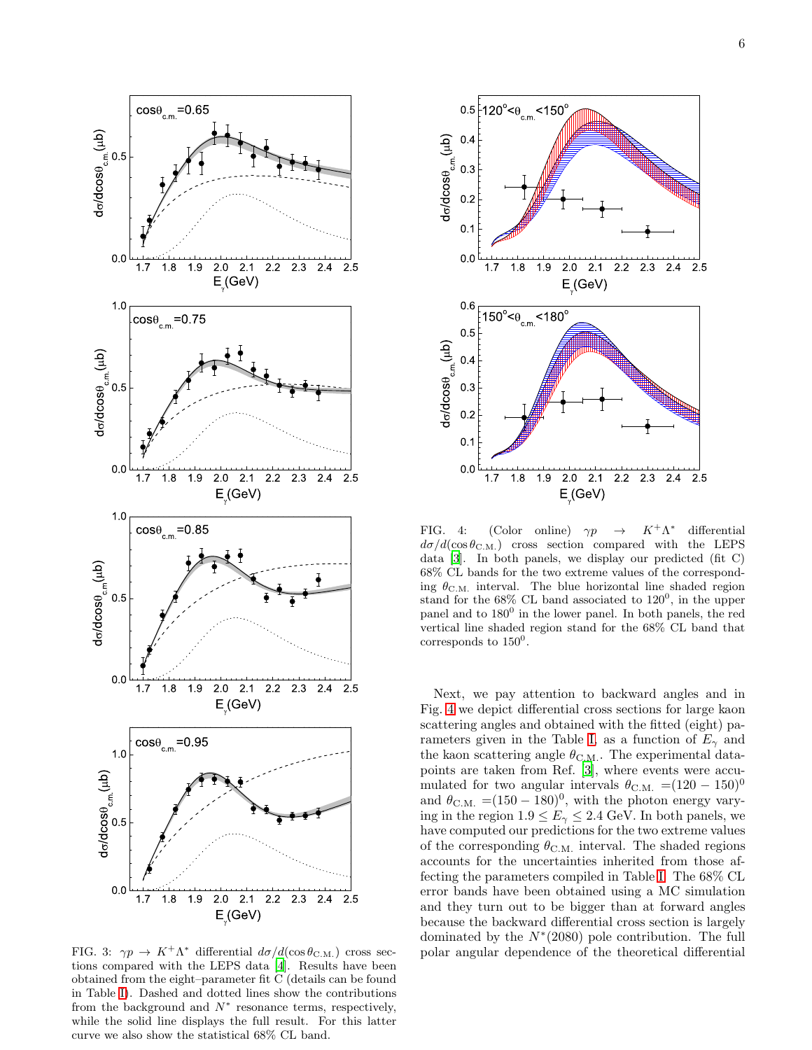FIG. 3: $\gamma p \to K^+\Lambda^*$ differential $d\sigma/d(\cos\theta_{\rm C.M.})$ cross sections compared with the LEPS data [4]. Results have been obtained from the eight–parameter fit C (details can be found in Table I). Dashed and dotted lines show the contributions from the background and $N^*$ resonance terms, respectively, while the solid line displays the full result. For this latter curve we also show the statistical 68% CL band.

FIG. 4: (Color online) $\gamma p \to K^+\Lambda^*$ differential $d\sigma/d(\cos\theta_{\rm C.M.})$ cross section compared with the LEPS data [3]. In both panels, we display our predicted (fit C) 68% CL bands for the two extreme values of the corresponding $\theta_{\rm C.M.}$ interval. The blue horizontal line shaded region stand for the 68% CL band associated to $120^0$, in the upper panel and to $180^0$ in the lower panel. In both panels, the red vertical line shaded region stand for the 68% CL band that corresponds to $150^0$.

Next, we pay attention to backward angles and in Fig. 4 we depict differential cross sections for large kaon scattering angles and obtained with the fitted (eight) parameters given in the Table I, as a function of $E_\gamma$ and the kaon scattering angle $\theta_{\rm C.M.}$. The experimental datapoints are taken from Ref. [3], where events were accumulated for two angular intervals $\theta_{\rm C.M.} = (120-150)^0$ and $\theta_{\rm C.M.} = (150-180)^0$, with the photon energy varying in the region $1.9 \le E_\gamma \le 2.4$ GeV. In both panels, we have computed our predictions for the two extreme values of the corresponding $\theta_{\rm C.M.}$ interval. The shaded regions accounts for the uncertainties inherited from those affecting the parameters compiled in Table I. The 68% CL error bands have been obtained using a MC simulation and they turn out to be bigger than at forward angles because the backward differential cross section is largely dominated by the $N^*(2080)$ pole contribution. The full polar angular dependence of the theoretical differential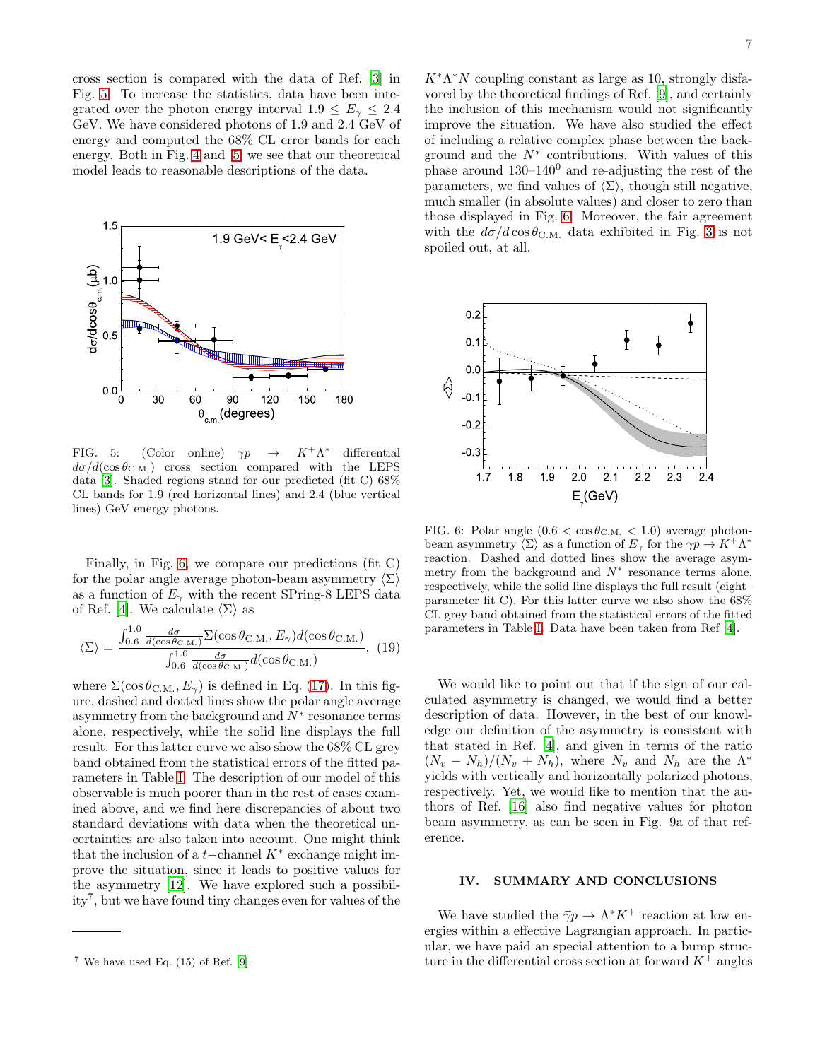cross section is compared with the data of Ref. [3] in Fig. 5. To increase the statistics, data have been integrated over the photon energy interval $1.9 \leq E_\gamma \leq 2.4$ GeV. We have considered photons of 1.9 and 2.4 GeV of energy and computed the 68% CL error bands for each energy. Both in Fig. 4 and 5, we see that our theoretical model leads to reasonable descriptions of the data.

FIG. 5: (Color online) $\gamma p \to K^+\Lambda^*$ differential $d\sigma/d(\cos\theta_{\rm C.M.})$ cross section compared with the LEPS data [3]. Shaded regions stand for our predicted (fit C) 68% CL bands for 1.9 (red horizontal lines) and 2.4 (blue vertical lines) GeV energy photons.

Finally, in Fig. 6, we compare our predictions (fit C) for the polar angle average photon-beam asymmetry $\langle\Sigma\rangle$ as a function of $E_\gamma$ with the recent SPring-8 LEPS data of Ref. [4]. We calculate $\langle\Sigma\rangle$ as

$$\langle\Sigma\rangle = \frac{\int_{0.6}^{1.0} \frac{d\sigma}{d(\cos\theta_{\rm C.M.})}\Sigma(\cos\theta_{\rm C.M.}, E_\gamma) d(\cos\theta_{\rm C.M.})}{\int_{0.6}^{1.0} \frac{d\sigma}{d(\cos\theta_{\rm C.M.})} d(\cos\theta_{\rm C.M.})}, \quad (19)$$

where $\Sigma(\cos\theta_{\rm C.M.}, E_\gamma)$ is defined in Eq. (17). In this figure, dashed and dotted lines show the polar angle average asymmetry from the background and $N^*$ resonance terms alone, respectively, while the solid line displays the full result. For this latter curve we also show the 68% CL grey band obtained from the statistical errors of the fitted parameters in Table I. The description of our model of this observable is much poorer than in the rest of cases examined above, and we find here discrepancies of about two standard deviations with data when the theoretical uncertainties are also taken into account. One might think that the inclusion of a $t-$channel $K^*$ exchange might improve the situation, since it leads to positive values for the asymmetry [12]. We have explored such a possibility[7], but we have found tiny changes even for values of the $K^*\Lambda^*N$ coupling constant as large as 10, strongly disfavored by the theoretical findings of Ref. [9], and certainly the inclusion of this mechanism would not significantly improve the situation. We have also studied the effect of including a relative complex phase between the background and the $N^*$ contributions. With values of this phase around 130–140$^0$ and re-adjusting the rest of the parameters, we find values of $\langle\Sigma\rangle$, though still negative, much smaller (in absolute values) and closer to zero than those displayed in Fig. 6. Moreover, the fair agreement with the $d\sigma/d\cos\theta_{\rm C.M.}$ data exhibited in Fig. 3 is not spoiled out, at all.

[7] We have used Eq. (15) of Ref. [9].

FIG. 6: Polar angle ($0.6 < \cos\theta_{\rm C.M.} < 1.0$) average photon-beam asymmetry $\langle\Sigma\rangle$ as a function of $E_\gamma$ for the $\gamma p \to K^+\Lambda^*$ reaction. Dashed and dotted lines show the average asymmetry from the background and $N^*$ resonance terms alone, respectively, while the solid line displays the full result (eight–parameter fit C). For this latter curve we also show the 68% CL grey band obtained from the statistical errors of the fitted parameters in Table I. Data have been taken from Ref [4].

We would like to point out that if the sign of our calculated asymmetry is changed, we would find a better description of data. However, in the best of our knowledge our definition of the asymmetry is consistent with that stated in Ref. [4], and given in terms of the ratio $(N_v - N_h)/(N_v + N_h)$, where $N_v$ and $N_h$ are the $\Lambda^*$ yields with vertically and horizontally polarized photons, respectively. Yet, we would like to mention that the authors of Ref. [16] also find negative values for photon beam asymmetry, as can be seen in Fig. 9a of that reference.

## IV. SUMMARY AND CONCLUSIONS

We have studied the $\vec{\gamma}p \to \Lambda^*K^+$ reaction at low energies within a effective Lagrangian approach. In particular, we have paid an special attention to a bump structure in the differential cross section at forward $K^+$ angles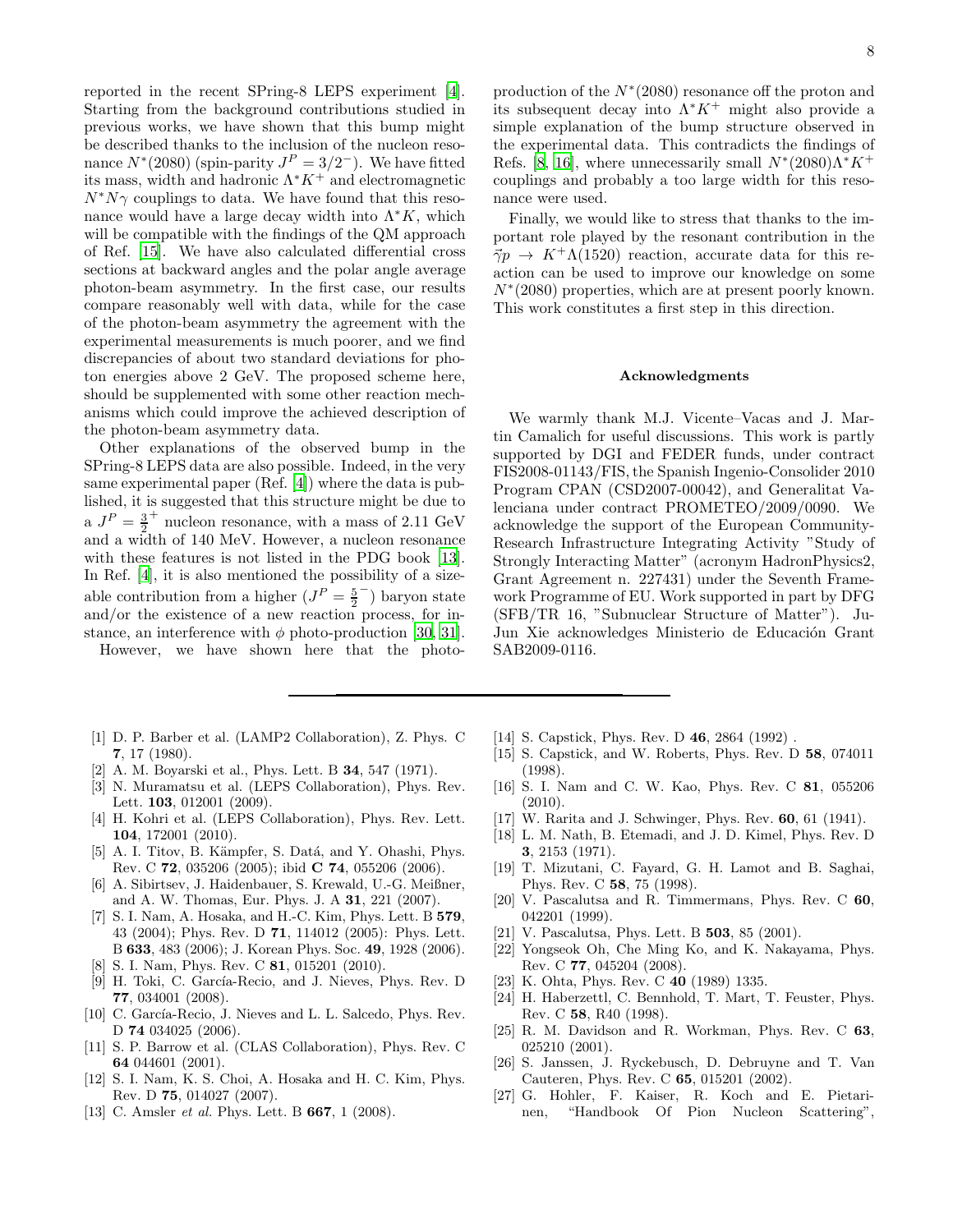reported in the recent SPring-8 LEPS experiment [4]. Starting from the background contributions studied in previous works, we have shown that this bump might be described thanks to the inclusion of the nucleon resonance $N^*(2080)$ (spin-parity $J^P = 3/2^-$). We have fitted its mass, width and hadronic $\Lambda^* K^+$ and electromagnetic $N^* N\gamma$ couplings to data. We have found that this resonance would have a large decay width into $\Lambda^* K$, which will be compatible with the findings of the QM approach of Ref. [15]. We have also calculated differential cross sections at backward angles and the polar angle average photon-beam asymmetry. In the first case, our results compare reasonably well with data, while for the case of the photon-beam asymmetry the agreement with the experimental measurements is much poorer, and we find discrepancies of about two standard deviations for photon energies above 2 GeV. The proposed scheme here, should be supplemented with some other reaction mechanisms which could improve the achieved description of the photon-beam asymmetry data.

Other explanations of the observed bump in the SPring-8 LEPS data are also possible. Indeed, in the very same experimental paper (Ref. [4]) where the data is published, it is suggested that this structure might be due to a $J^P = \frac{3}{2}^+$ nucleon resonance, with a mass of 2.11 GeV and a width of 140 MeV. However, a nucleon resonance with these features is not listed in the PDG book [13]. In Ref. [4], it is also mentioned the possibility of a sizeable contribution from a higher ($J^P = \frac{5}{2}^-$) baryon state and/or the existence of a new reaction process, for instance, an interference with $\phi$ photo-production [30, 31].

However, we have shown here that the photo-production of the $N^*(2080)$ resonance off the proton and its subsequent decay into $\Lambda^* K^+$ might also provide a simple explanation of the bump structure observed in the experimental data. This contradicts the findings of Refs. [8, 16], where unnecessarily small $N^*(2080)\Lambda^* K^+$ couplings and probably a too large width for this resonance were used.

Finally, we would like to stress that thanks to the important role played by the resonant contribution in the $\vec{\gamma} p \to K^+ \Lambda(1520)$ reaction, accurate data for this reaction can be used to improve our knowledge on some $N^*(2080)$ properties, which are at present poorly known. This work constitutes a first step in this direction.

## Acknowledgments

We warmly thank M.J. Vicente–Vacas and J. Martin Camalich for useful discussions. This work is partly supported by DGI and FEDER funds, under contract FIS2008-01143/FIS, the Spanish Ingenio-Consolider 2010 Program CPAN (CSD2007-00042), and Generalitat Valenciana under contract PROMETEO/2009/0090. We acknowledge the support of the European Community-Research Infrastructure Integrating Activity "Study of Strongly Interacting Matter" (acronym HadronPhysics2, Grant Agreement n. 227431) under the Seventh Framework Programme of EU. Work supported in part by DFG (SFB/TR 16, "Subnuclear Structure of Matter"). Ju-Jun Xie acknowledges Ministerio de Educación Grant SAB2009-0116.

---

[1] D. P. Barber et al. (LAMP2 Collaboration), Z. Phys. C **7**, 17 (1980).

[2] A. M. Boyarski et al., Phys. Lett. B **34**, 547 (1971).

[3] N. Muramatsu et al. (LEPS Collaboration), Phys. Rev. Lett. **103**, 012001 (2009).

[4] H. Kohri et al. (LEPS Collaboration), Phys. Rev. Lett. **104**, 172001 (2010).

[5] A. I. Titov, B. Kämpfer, S. Datá, and Y. Ohashi, Phys. Rev. C **72**, 035206 (2005); ibid **C 74**, 055206 (2006).

[6] A. Sibirtsev, J. Haidenbauer, S. Krewald, U.-G. Meißner, and A. W. Thomas, Eur. Phys. J. A **31**, 221 (2007).

[7] S. I. Nam, A. Hosaka, and H.-C. Kim, Phys. Lett. B **579**, 43 (2004); Phys. Rev. D **71**, 114012 (2005): Phys. Lett. B **633**, 483 (2006); J. Korean Phys. Soc. **49**, 1928 (2006).

[8] S. I. Nam, Phys. Rev. C **81**, 015201 (2010).

[9] H. Toki, C. García-Recio, and J. Nieves, Phys. Rev. D **77**, 034001 (2008).

[10] C. García-Recio, J. Nieves and L. L. Salcedo, Phys. Rev. D **74** 034025 (2006).

[11] S. P. Barrow et al. (CLAS Collaboration), Phys. Rev. C **64** 044601 (2001).

[12] S. I. Nam, K. S. Choi, A. Hosaka and H. C. Kim, Phys. Rev. D **75**, 014027 (2007).

[13] C. Amsler *et al.* Phys. Lett. B **667**, 1 (2008).

[14] S. Capstick, Phys. Rev. D **46**, 2864 (1992) .

[15] S. Capstick, and W. Roberts, Phys. Rev. D **58**, 074011 (1998).

[16] S. I. Nam and C. W. Kao, Phys. Rev. C **81**, 055206 (2010).

[17] W. Rarita and J. Schwinger, Phys. Rev. **60**, 61 (1941).

[18] L. M. Nath, B. Etemadi, and J. D. Kimel, Phys. Rev. D **3**, 2153 (1971).

[19] T. Mizutani, C. Fayard, G. H. Lamot and B. Saghai, Phys. Rev. C **58**, 75 (1998).

[20] V. Pascalutsa and R. Timmermans, Phys. Rev. C **60**, 042201 (1999).

[21] V. Pascalutsa, Phys. Lett. B **503**, 85 (2001).

[22] Yongseok Oh, Che Ming Ko, and K. Nakayama, Phys. Rev. C **77**, 045204 (2008).

[23] K. Ohta, Phys. Rev. C **40** (1989) 1335.

[24] H. Haberzettl, C. Bennhold, T. Mart, T. Feuster, Phys. Rev. C **58**, R40 (1998).

[25] R. M. Davidson and R. Workman, Phys. Rev. C **63**, 025210 (2001).

[26] S. Janssen, J. Ryckebusch, D. Debruyne and T. Van Cauteren, Phys. Rev. C **65**, 015201 (2002).

[27] G. Hohler, F. Kaiser, R. Koch and E. Pietarinen, "Handbook Of Pion Nucleon Scattering",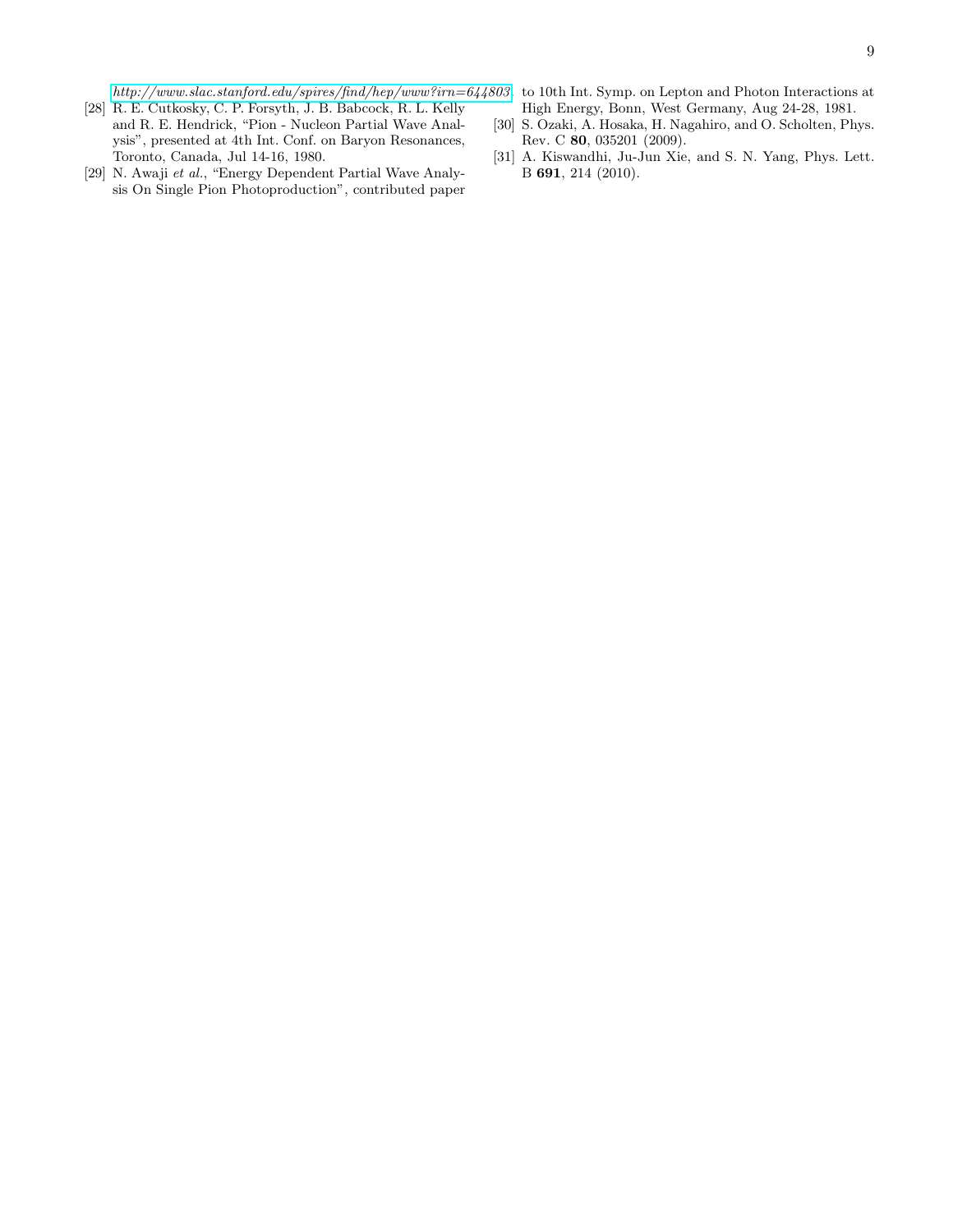*http://www.slac.stanford.edu/spires/find/hep/www?irn=644803*

[28] R. E. Cutkosky, C. P. Forsyth, J. B. Babcock, R. L. Kelly and R. E. Hendrick, "Pion - Nucleon Partial Wave Analysis", presented at 4th Int. Conf. on Baryon Resonances, Toronto, Canada, Jul 14-16, 1980.

[29] N. Awaji *et al.*, "Energy Dependent Partial Wave Analysis On Single Pion Photoproduction", contributed paper to 10th Int. Symp. on Lepton and Photon Interactions at High Energy, Bonn, West Germany, Aug 24-28, 1981.

[30] S. Ozaki, A. Hosaka, H. Nagahiro, and O. Scholten, Phys. Rev. C **80**, 035201 (2009).

[31] A. Kiswandhi, Ju-Jun Xie, and S. N. Yang, Phys. Lett. B **691**, 214 (2010).